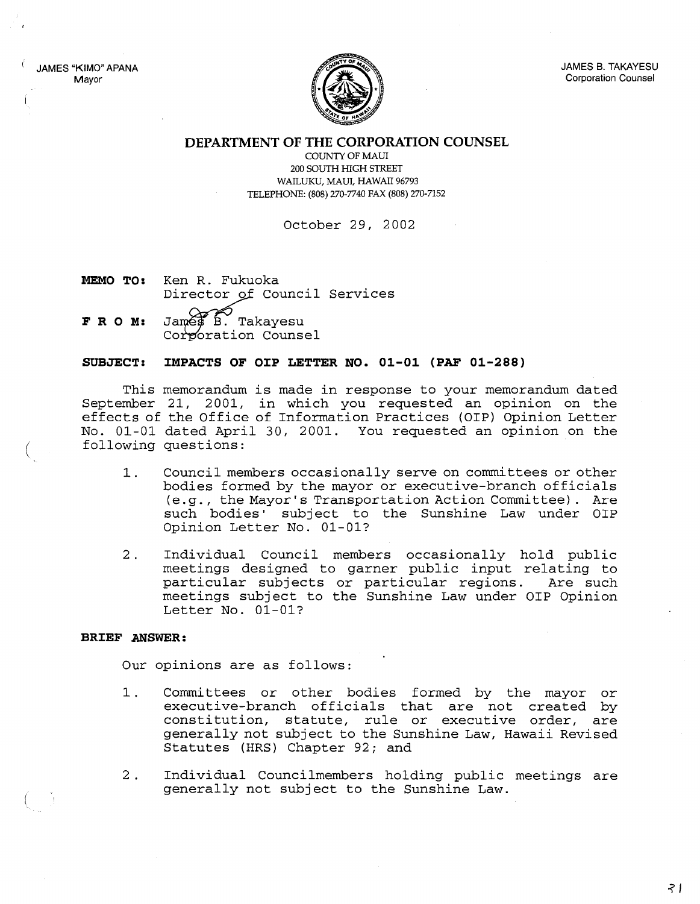JAMES "KIMO" APANA
Mayor

JAMES B. TAKAYESU
Corporation Counsel

# DEPARTMENT OF THE CORPORATION COUNSEL

COUNTY OF MAUI
200 SOUTH HIGH STREET
WAILUKU, MAUI, HAWAII 96793
TELEPHONE: (808) 270-7740 FAX (808) 270-7152

October 29, 2002

**MEMO TO:** Ken R. Fukuoka
Director of Council Services

**F R O M:** James B. Takayesu
Corporation Counsel

**SUBJECT: IMPACTS OF OIP LETTER NO. 01-01 (PAF 01-288)**

This memorandum is made in response to your memorandum dated September 21, 2001, in which you requested an opinion on the effects of the Office of Information Practices (OIP) Opinion Letter No. 01-01 dated April 30, 2001. You requested an opinion on the following questions:

1. Council members occasionally serve on committees or other bodies formed by the mayor or executive-branch officials (e.g., the Mayor's Transportation Action Committee). Are such bodies' subject to the Sunshine Law under OIP Opinion Letter No. 01-01?

2. Individual Council members occasionally hold public meetings designed to garner public input relating to particular subjects or particular regions. Are such meetings subject to the Sunshine Law under OIP Opinion Letter No. 01-01?

**BRIEF ANSWER:**

Our opinions are as follows:

1. Committees or other bodies formed by the mayor or executive-branch officials that are not created by constitution, statute, rule or executive order, are generally not subject to the Sunshine Law, Hawaii Revised Statutes (HRS) Chapter 92; and

2. Individual Councilmembers holding public meetings are generally not subject to the Sunshine Law.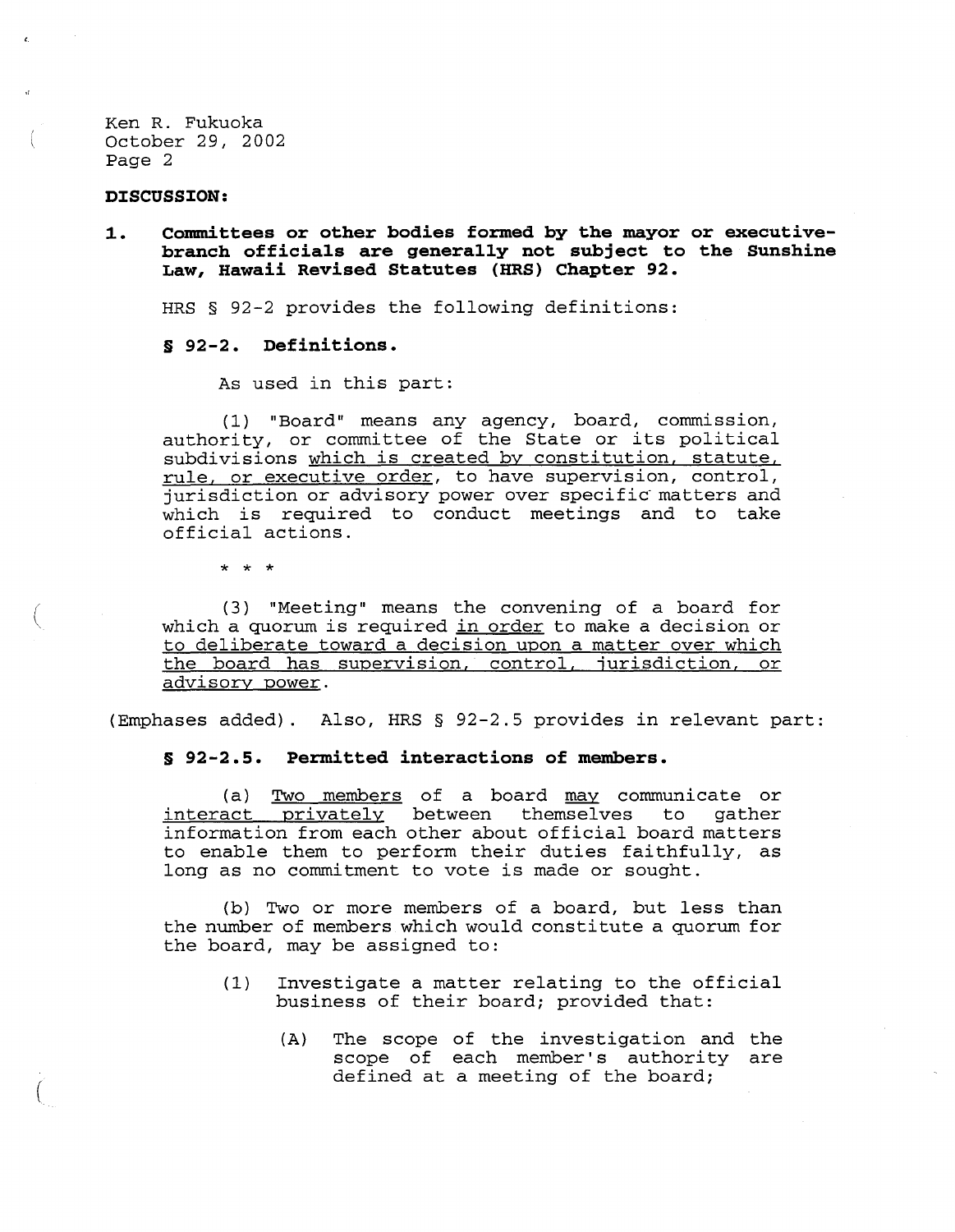**DISCUSSION:**

**1. Committees or other bodies formed by the mayor or executive-branch officials are generally not subject to the Sunshine Law, Hawaii Revised Statutes (HRS) Chapter 92.**

HRS § 92-2 provides the following definitions:

**§ 92-2. Definitions.**

As used in this part:

(1) "Board" means any agency, board, commission, authority, or committee of the State or its political subdivisions <u>which is created by constitution, statute, rule, or executive order</u>, to have supervision, control, jurisdiction or advisory power over specific matters and which is required to conduct meetings and to take official actions.

\* \* \*

(3) "Meeting" means the convening of a board for which a quorum is required <u>in order</u> to make a decision or <u>to deliberate toward a decision upon a matter over which the board has supervision, control, jurisdiction, or advisory power</u>.

(Emphases added). Also, HRS § 92-2.5 provides in relevant part:

**§ 92-2.5. Permitted interactions of members.**

(a) <u>Two members</u> of a board <u>may</u> communicate or <u>interact privately</u> between themselves to gather information from each other about official board matters to enable them to perform their duties faithfully, as long as no commitment to vote is made or sought.

(b) Two or more members of a board, but less than the number of members which would constitute a quorum for the board, may be assigned to:

(1) Investigate a matter relating to the official business of their board; provided that:

(A) The scope of the investigation and the scope of each member's authority are defined at a meeting of the board;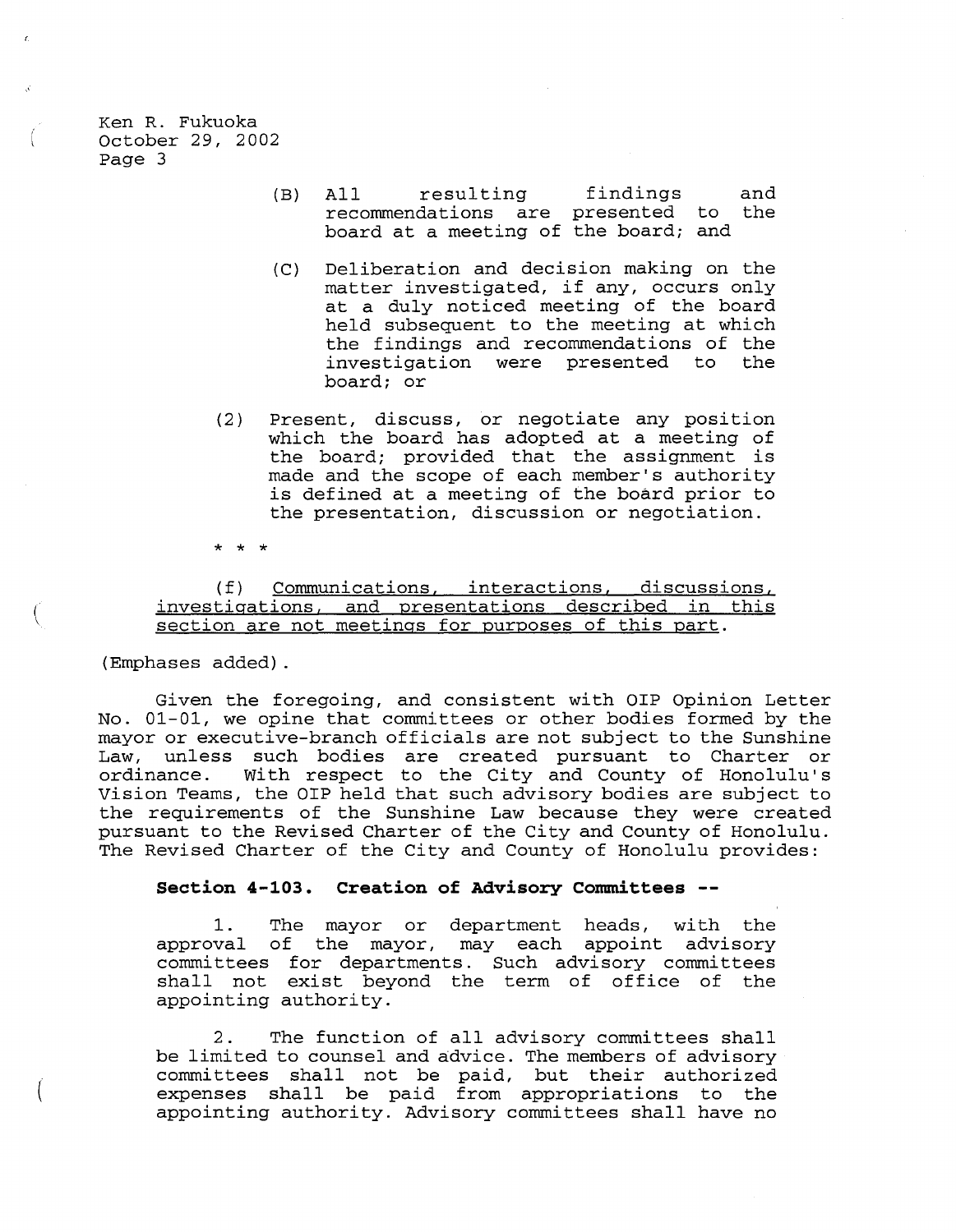(B) All resulting findings and recommendations are presented to the board at a meeting of the board; and

(C) Deliberation and decision making on the matter investigated, if any, occurs only at a duly noticed meeting of the board held subsequent to the meeting at which the findings and recommendations of the investigation were presented to the board; or

(2) Present, discuss, or negotiate any position which the board has adopted at a meeting of the board; provided that the assignment is made and the scope of each member's authority is defined at a meeting of the board prior to the presentation, discussion or negotiation.

\* \* \*

(f) <u>Communications, interactions, discussions, investigations, and presentations described in this section are not meetings for purposes of this part</u>.

(Emphases added).

Given the foregoing, and consistent with OIP Opinion Letter No. 01-01, we opine that committees or other bodies formed by the mayor or executive-branch officials are not subject to the Sunshine Law, unless such bodies are created pursuant to Charter or ordinance. With respect to the City and County of Honolulu's Vision Teams, the OIP held that such advisory bodies are subject to the requirements of the Sunshine Law because they were created pursuant to the Revised Charter of the City and County of Honolulu. The Revised Charter of the City and County of Honolulu provides:

**Section 4-103. Creation of Advisory Committees --**

1. The mayor or department heads, with the approval of the mayor, may each appoint advisory committees for departments. Such advisory committees shall not exist beyond the term of office of the appointing authority.

2. The function of all advisory committees shall be limited to counsel and advice. The members of advisory committees shall not be paid, but their authorized expenses shall be paid from appropriations to the appointing authority. Advisory committees shall have no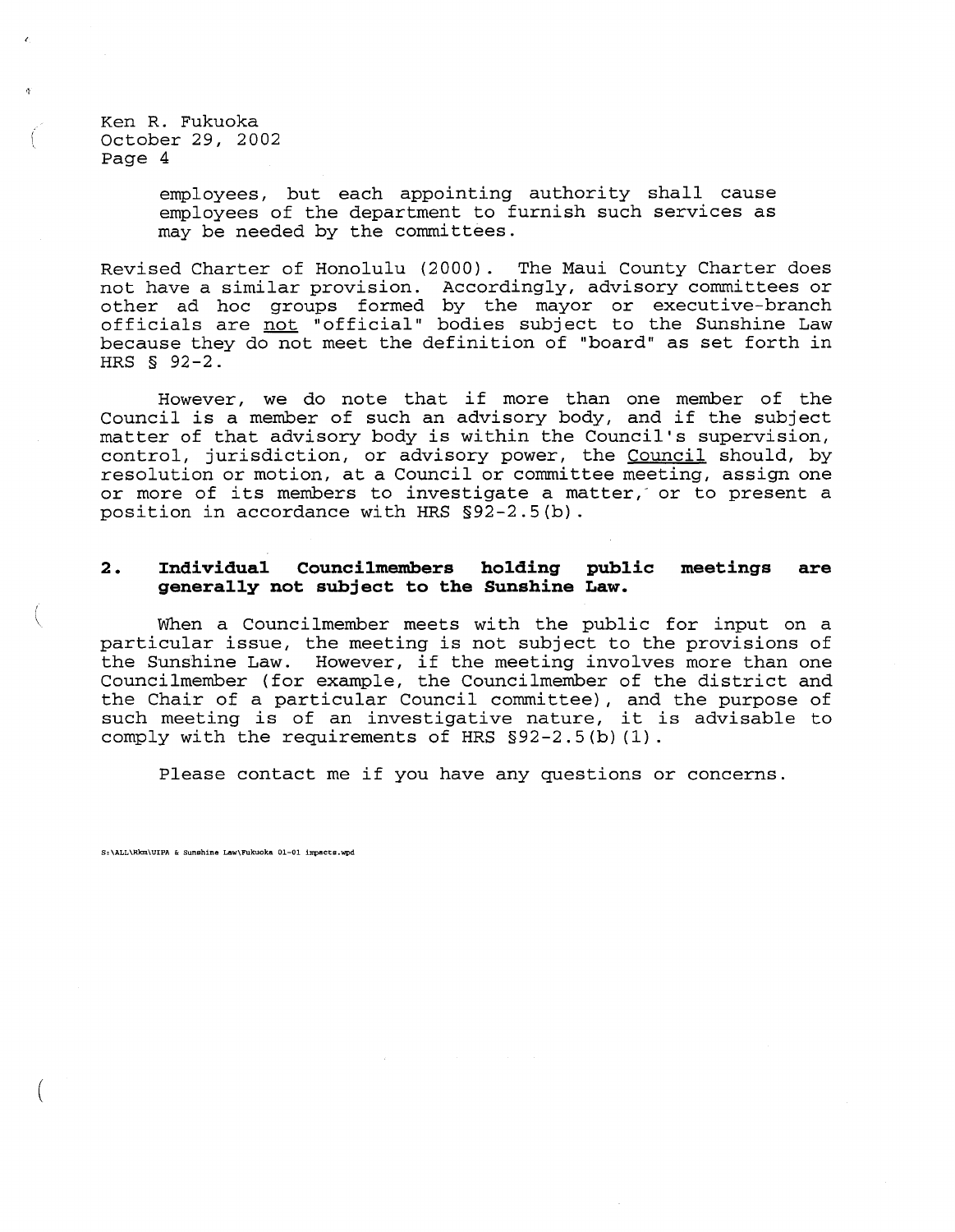employees, but each appointing authority shall cause employees of the department to furnish such services as may be needed by the committees.

Revised Charter of Honolulu (2000). The Maui County Charter does not have a similar provision. Accordingly, advisory committees or other ad hoc groups formed by the mayor or executive-branch officials are not "official" bodies subject to the Sunshine Law because they do not meet the definition of "board" as set forth in HRS § 92-2.

However, we do note that if more than one member of the Council is a member of such an advisory body, and if the subject matter of that advisory body is within the Council's supervision, control, jurisdiction, or advisory power, the Council should, by resolution or motion, at a Council or committee meeting, assign one or more of its members to investigate a matter, or to present a position in accordance with HRS §92-2.5(b).

**2. Individual Councilmembers holding public meetings are generally not subject to the Sunshine Law.**

When a Councilmember meets with the public for input on a particular issue, the meeting is not subject to the provisions of the Sunshine Law. However, if the meeting involves more than one Councilmember (for example, the Councilmember of the district and the Chair of a particular Council committee), and the purpose of such meeting is of an investigative nature, it is advisable to comply with the requirements of HRS §92-2.5(b)(1).

Please contact me if you have any questions or concerns.

S:\ALL\Rkm\UIPA & Sunshine Law\Fukuoka 01-01 impacts.wpd